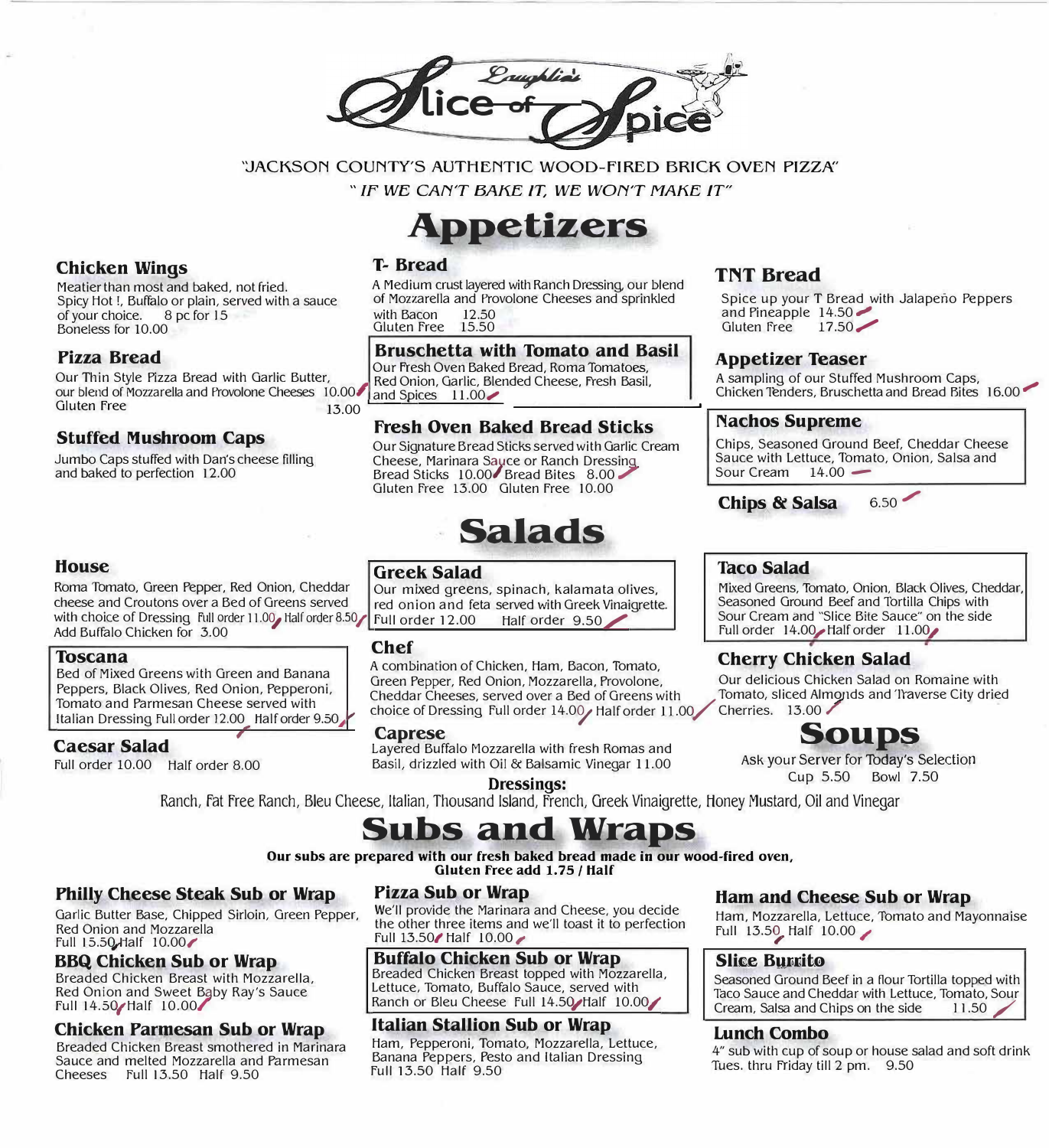# Laughlin's Slice of Spice

"JACKSON COUNTY'S AUTHENTIC WOOD-FIRED BRICK OVEN PIZZA"

*" IF WE CAN'T BAKE IT, WE WON'T MAKE IT"*

## Appetizers

### Chicken Wings
Meatier than most and baked, not fried.
Spicy Hot !, Buffalo or plain, served with a sauce of your choice. 8 pc for 15
Boneless for 10.00

### Pizza Bread
Our Thin Style Pizza Bread with Garlic Butter, our blend of Mozzarella and Provolone Cheeses 10.00
Gluten Free 13.00

### Stuffed Mushroom Caps
Jumbo Caps stuffed with Dan's cheese filling and baked to perfection 12.00

### T- Bread
A Medium crust layered with Ranch Dressing, our blend of Mozzarella and Provolone Cheeses and sprinkled with Bacon 12.50
Gluten Free 15.50

### Bruschetta with Tomato and Basil
Our Fresh Oven Baked Bread, Roma Tomatoes, Red Onion, Garlic, Blended Cheese, Fresh Basil, and Spices 11.00

### Fresh Oven Baked Bread Sticks
Our Signature Bread Sticks served with Garlic Cream Cheese, Marinara Sauce or Ranch Dressing
Bread Sticks 10.00 Bread Bites 8.00
Gluten Free 13.00 Gluten Free 10.00

### TNT Bread
Spice up your T Bread with Jalapeño Peppers and Pineapple 14.50
Gluten Free 17.50

### Appetizer Teaser
A sampling of our Stuffed Mushroom Caps, Chicken Tenders, Bruschetta and Bread Bites 16.00

### Nachos Supreme
Chips, Seasoned Ground Beef, Cheddar Cheese Sauce with Lettuce, Tomato, Onion, Salsa and Sour Cream 14.00

### Chips & Salsa
6.50

## Salads

### House
Roma Tomato, Green Pepper, Red Onion, Cheddar cheese and Croutons over a Bed of Greens served with choice of Dressing Full order 11.00 Half order 8.50
Add Buffalo Chicken for 3.00

### Toscana
Bed of Mixed Greens with Green and Banana Peppers, Black Olives, Red Onion, Pepperoni, Tomato and Parmesan Cheese served with Italian Dressing Full order 12.00 Half order 9.50

### Caesar Salad
Full order 10.00 Half order 8.00

### Greek Salad
Our mixed greens, spinach, kalamata olives, red onion and feta served with Greek Vinaigrette.
Full order 12.00 Half order 9.50

### Chef
A combination of Chicken, Ham, Bacon, Tomato, Green Pepper, Red Onion, Mozzarella, Provolone, Cheddar Cheeses, served over a Bed of Greens with choice of Dressing Full order 14.00 Half order 11.00

### Caprese
Layered Buffalo Mozzarella with fresh Romas and Basil, drizzled with Oil & Balsamic Vinegar 11.00

### Taco Salad
Mixed Greens, Tomato, Onion, Black Olives, Cheddar, Seasoned Ground Beef and Tortilla Chips with Sour Cream and "Slice Bite Sauce" on the side
Full order 14.00 Half order 11.00

### Cherry Chicken Salad
Our delicious Chicken Salad on Romaine with Tomato, sliced Almonds and Traverse City dried Cherries. 13.00

## Soups
Ask your Server for Today's Selection
Cup 5.50 Bowl 7.50

**Dressings:**
Ranch, Fat Free Ranch, Bleu Cheese, Italian, Thousand Island, French, Greek Vinaigrette, Honey Mustard, Oil and Vinegar

## Subs and Wraps

**Our subs are prepared with our fresh baked bread made in our wood-fired oven, Gluten Free add 1.75 / Half**

### Philly Cheese Steak Sub or Wrap
Garlic Butter Base, Chipped Sirloin, Green Pepper, Red Onion and Mozzarella
Full 15.50 Half 10.00

### BBQ Chicken Sub or Wrap
Breaded Chicken Breast with Mozzarella, Red Onion and Sweet Baby Ray's Sauce
Full 14.50 Half 10.00

### Chicken Parmesan Sub or Wrap
Breaded Chicken Breast smothered in Marinara Sauce and melted Mozzarella and Parmesan Cheeses Full 13.50 Half 9.50

### Pizza Sub or Wrap
We'll provide the Marinara and Cheese, you decide the other three items and we'll toast it to perfection
Full 13.50 Half 10.00

### Buffalo Chicken Sub or Wrap
Breaded Chicken Breast topped with Mozzarella, Lettuce, Tomato, Buffalo Sauce, served with Ranch or Bleu Cheese Full 14.50 Half 10.00

### Italian Stallion Sub or Wrap
Ham, Pepperoni, Tomato, Mozzarella, Lettuce, Banana Peppers, Pesto and Italian Dressing
Full 13.50 Half 9.50

### Ham and Cheese Sub or Wrap
Ham, Mozzarella, Lettuce, Tomato and Mayonnaise
Full 13.50 Half 10.00

### Slice Burrito
Seasoned Ground Beef in a flour Tortilla topped with Taco Sauce and Cheddar with Lettuce, Tomato, Sour Cream, Salsa and Chips on the side 11.50

### Lunch Combo
4" sub with cup of soup or house salad and soft drink
Tues. thru Friday till 2 pm. 9.50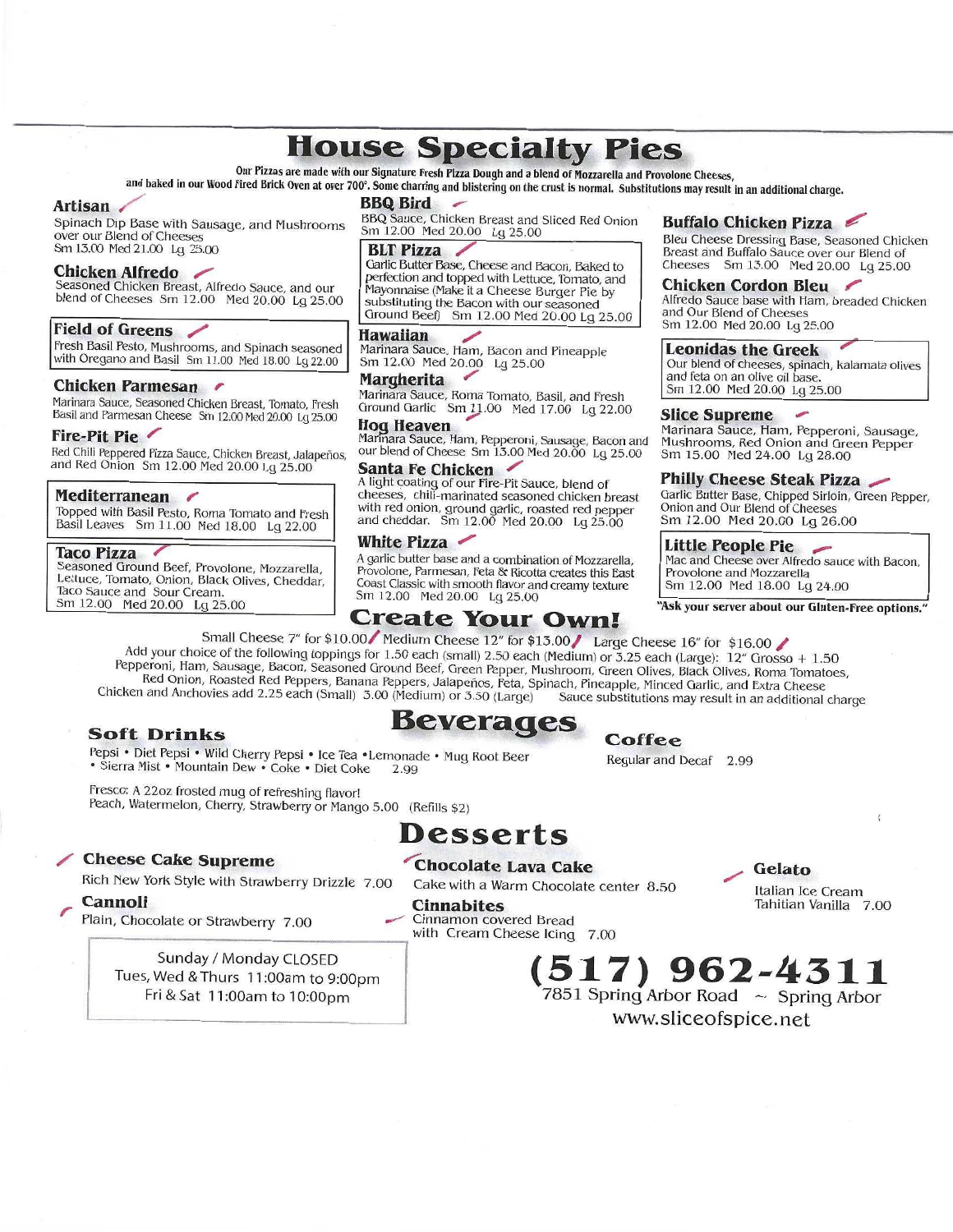# House Specialty Pies

Our Pizzas are made with our Signature Fresh Pizza Dough and a blend of Mozzarella and Provolone Cheeses, and baked in our Wood Fired Brick Oven at over 700°. Some charring and blistering on the crust is normal. Substitutions may result in an additional charge.

### Artisan
Spinach Dip Base with Sausage, and Mushrooms over our Blend of Cheeses
Sm 13.00 Med 21.00 Lg 25.00

### Chicken Alfredo
Seasoned Chicken Breast, Alfredo Sauce, and our blend of Cheeses Sm 12.00 Med 20.00 Lg 25.00

### Field of Greens
Fresh Basil Pesto, Mushrooms, and Spinach seasoned with Oregano and Basil Sm 11.00 Med 18.00 Lg 22.00

### Chicken Parmesan
Marinara Sauce, Seasoned Chicken Breast, Tomato, Fresh Basil and Parmesan Cheese Sm 12.00 Med 20.00 Lg 25.00

### Fire-Pit Pie
Red Chili Peppered Pizza Sauce, Chicken Breast, Jalapeños, and Red Onion Sm 12.00 Med 20.00 Lg 25.00

### Mediterranean
Topped with Basil Pesto, Roma Tomato and Fresh Basil Leaves Sm 11.00 Med 18.00 Lg 22.00

### Taco Pizza
Seasoned Ground Beef, Provolone, Mozzarella, Lettuce, Tomato, Onion, Black Olives, Cheddar, Taco Sauce and Sour Cream.
Sm 12.00 Med 20.00 Lg 25.00

### BBQ Bird
BBQ Sauce, Chicken Breast and Sliced Red Onion
Sm 12.00 Med 20.00 Lg 25.00

### BLT Pizza
Garlic Butter Base, Cheese and Bacon, Baked to perfection and topped with Lettuce, Tomato, and Mayonnaise (Make it a Cheese Burger Pie by substituting the Bacon with our seasoned Ground Beef) Sm 12.00 Med 20.00 Lg 25.00

### Hawaiian
Marinara Sauce, Ham, Bacon and Pineapple
Sm 12.00 Med 20.00 Lg 25.00

### Margherita
Marinara Sauce, Roma Tomato, Basil, and Fresh Ground Garlic Sm 11.00 Med 17.00 Lg 22.00

### Hog Heaven
Marinara Sauce, Ham, Pepperoni, Sausage, Bacon and our blend of Cheese Sm 13.00 Med 20.00 Lg 25.00

### Santa Fe Chicken
A light coating of our Fire-Pit Sauce, blend of cheeses, chili-marinated seasoned chicken breast with red onion, ground garlic, roasted red pepper and cheddar. Sm 12.00 Med 20.00 Lg 25.00

### White Pizza
A garlic butter base and a combination of Mozzarella, Provolone, Parmesan, Feta & Ricotta creates this East Coast Classic with smooth flavor and creamy texture
Sm 12.00 Med 20.00 Lg 25.00

### Buffalo Chicken Pizza
Bleu Cheese Dressing Base, Seasoned Chicken Breast and Buffalo Sauce over our Blend of Cheeses Sm 13.00 Med 20.00 Lg 25.00

### Chicken Cordon Bleu
Alfredo Sauce base with Ham, breaded Chicken and Our Blend of Cheeses
Sm 12.00 Med 20.00 Lg 25.00

### Leonidas the Greek
Our blend of cheeses, spinach, kalamata olives and feta on an olive oil base.
Sm 12.00 Med 20.00 Lg 25.00

### Slice Supreme
Marinara Sauce, Ham, Pepperoni, Sausage, Mushrooms, Red Onion and Green Pepper
Sm 15.00 Med 24.00 Lg 28.00

### Philly Cheese Steak Pizza
Garlic Butter Base, Chipped Sirloin, Green Pepper, Onion and Our Blend of Cheeses
Sm 12.00 Med 20.00 Lg 26.00

### Little People Pie
Mac and Cheese over Alfredo sauce with Bacon, Provolone and Mozzarella
Sm 12.00 Med 18.00 Lg 24.00

**"Ask your server about our Gluten-Free options."**

# Create Your Own!

Small Cheese 7" for $10.00 Medium Cheese 12" for $13.00 Large Cheese 16" for $16.00

Add your choice of the following toppings for 1.50 each (small) 2.50 each (Medium) or 3.25 each (Large): 12" Grosso + 1.50
Pepperoni, Ham, Sausage, Bacon, Seasoned Ground Beef, Green Pepper, Mushroom, Green Olives, Black Olives, Roma Tomatoes, Red Onion, Roasted Red Peppers, Banana Peppers, Jalapeños, Feta, Spinach, Pineapple, Minced Garlic, and Extra Cheese
Chicken and Anchovies add 2.25 each (Small) 3.00 (Medium) or 3.50 (Large) Sauce substitutions may result in an additional charge

# Beverages

### Soft Drinks
Pepsi • Diet Pepsi • Wild Cherry Pepsi • Ice Tea • Lemonade • Mug Root Beer • Sierra Mist • Mountain Dew • Coke • Diet Coke 2.99

Fresco: A 22oz frosted mug of refreshing flavor!
Peach, Watermelon, Cherry, Strawberry or Mango 5.00 (Refills $2)

### Coffee
Regular and Decaf 2.99

# Desserts

### Cheese Cake Supreme
Rich New York Style with Strawberry Drizzle 7.00

### Cannoli
Plain, Chocolate or Strawberry 7.00

### Chocolate Lava Cake
Cake with a Warm Chocolate center 8.50

### Cinnabites
Cinnamon covered Bread with Cream Cheese Icing 7.00

### Gelato
Italian Ice Cream
Tahitian Vanilla 7.00

Sunday / Monday CLOSED
Tues, Wed & Thurs 11:00am to 9:00pm
Fri & Sat 11:00am to 10:00pm

**(517) 962-4311**
7851 Spring Arbor Road ~ Spring Arbor
www.sliceofspice.net